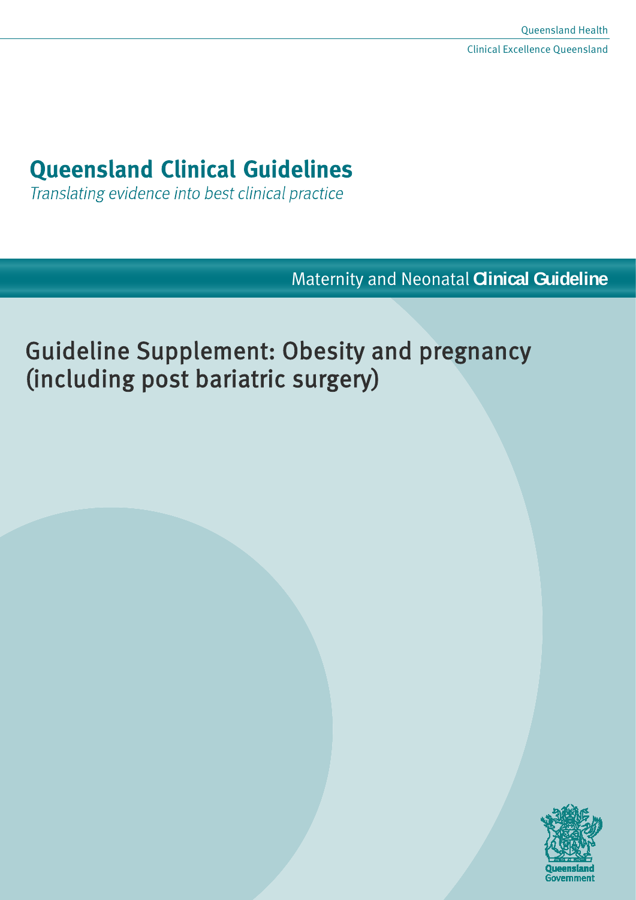Queensland Health

Clinical Excellence Queensland

# Queensland Clinical Guidelines

*Translating evidence into best clinical practice*

Maternity and Neonatal **Clinical Guideline**

## Guideline Supplement: Obesity and pregnancy (including post bariatric surgery)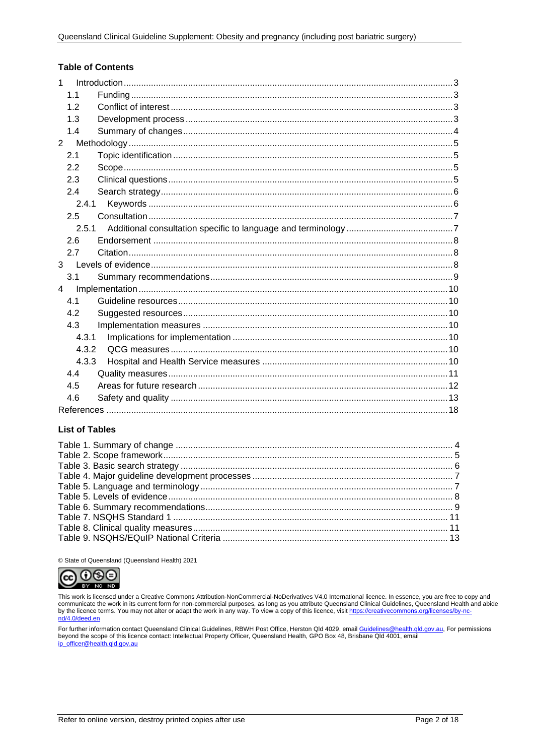## Table of Contents

1 Introduction ... 3
  1.1 Funding ... 3
  1.2 Conflict of interest ... 3
  1.3 Development process ... 3
  1.4 Summary of changes ... 4
2 Methodology ... 5
  2.1 Topic identification ... 5
  2.2 Scope ... 5
  2.3 Clinical questions ... 5
  2.4 Search strategy ... 6
    2.4.1 Keywords ... 6
  2.5 Consultation ... 7
    2.5.1 Additional consultation specific to language and terminology ... 7
  2.6 Endorsement ... 8
  2.7 Citation ... 8
3 Levels of evidence ... 8
  3.1 Summary recommendations ... 9
4 Implementation ... 10
  4.1 Guideline resources ... 10
  4.2 Suggested resources ... 10
  4.3 Implementation measures ... 10
    4.3.1 Implications for implementation ... 10
    4.3.2 QCG measures ... 10
    4.3.3 Hospital and Health Service measures ... 10
  4.4 Quality measures ... 11
  4.5 Areas for future research ... 12
  4.6 Safety and quality ... 13
References ... 18

## List of Tables

Table 1. Summary of change ... 4
Table 2. Scope framework ... 5
Table 3. Basic search strategy ... 6
Table 4. Major guideline development processes ... 7
Table 5. Language and terminology ... 7
Table 5. Levels of evidence ... 8
Table 6. Summary recommendations ... 9
Table 7. NSQHS Standard 1 ... 11
Table 8. Clinical quality measures ... 11
Table 9. NSQHS/EQuIP National Criteria ... 13

© State of Queensland (Queensland Health) 2021

This work is licensed under a Creative Commons Attribution-NonCommercial-NoDerivatives V4.0 International licence. In essence, you are free to copy and communicate the work in its current form for non-commercial purposes, as long as you attribute Queensland Clinical Guidelines, Queensland Health and abide by the licence terms. You may not alter or adapt the work in any way. To view a copy of this licence, visit https://creativecommons.org/licenses/by-nc-nd/4.0/deed.en

For further information contact Queensland Clinical Guidelines, RBWH Post Office, Herston Qld 4029, email Guidelines@health.qld.gov.au, For permissions beyond the scope of this licence contact: Intellectual Property Officer, Queensland Health, GPO Box 48, Brisbane Qld 4001, email ip_officer@health.qld.gov.au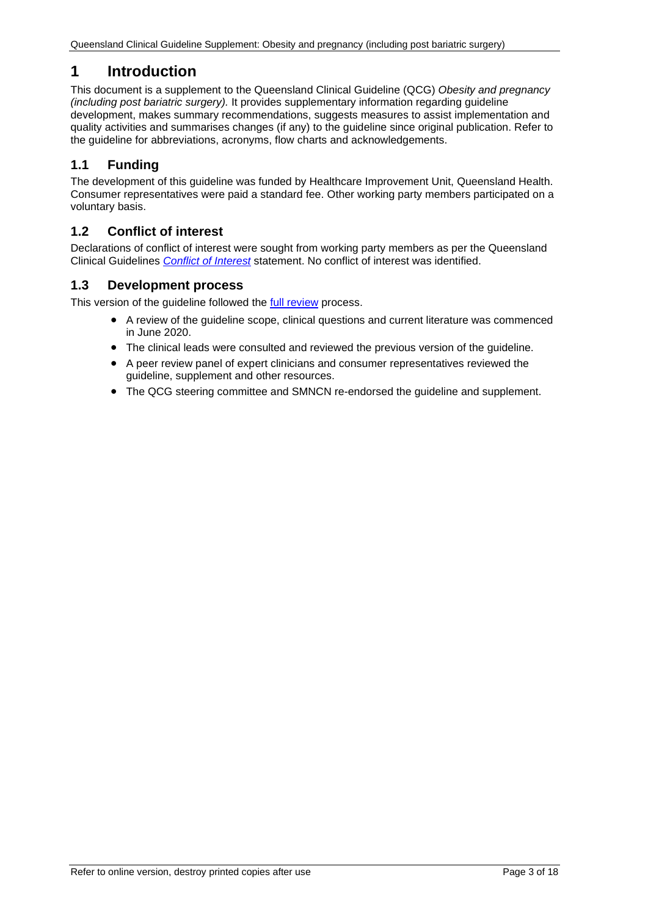# 1 Introduction

This document is a supplement to the Queensland Clinical Guideline (QCG) *Obesity and pregnancy (including post bariatric surgery).* It provides supplementary information regarding guideline development, makes summary recommendations, suggests measures to assist implementation and quality activities and summarises changes (if any) to the guideline since original publication. Refer to the guideline for abbreviations, acronyms, flow charts and acknowledgements.

## 1.1 Funding

The development of this guideline was funded by Healthcare Improvement Unit, Queensland Health. Consumer representatives were paid a standard fee. Other working party members participated on a voluntary basis.

## 1.2 Conflict of interest

Declarations of conflict of interest were sought from working party members as per the Queensland Clinical Guidelines *Conflict of Interest* statement. No conflict of interest was identified.

## 1.3 Development process

This version of the guideline followed the full review process.

- A review of the guideline scope, clinical questions and current literature was commenced in June 2020.
- The clinical leads were consulted and reviewed the previous version of the guideline.
- A peer review panel of expert clinicians and consumer representatives reviewed the guideline, supplement and other resources.
- The QCG steering committee and SMNCN re-endorsed the guideline and supplement.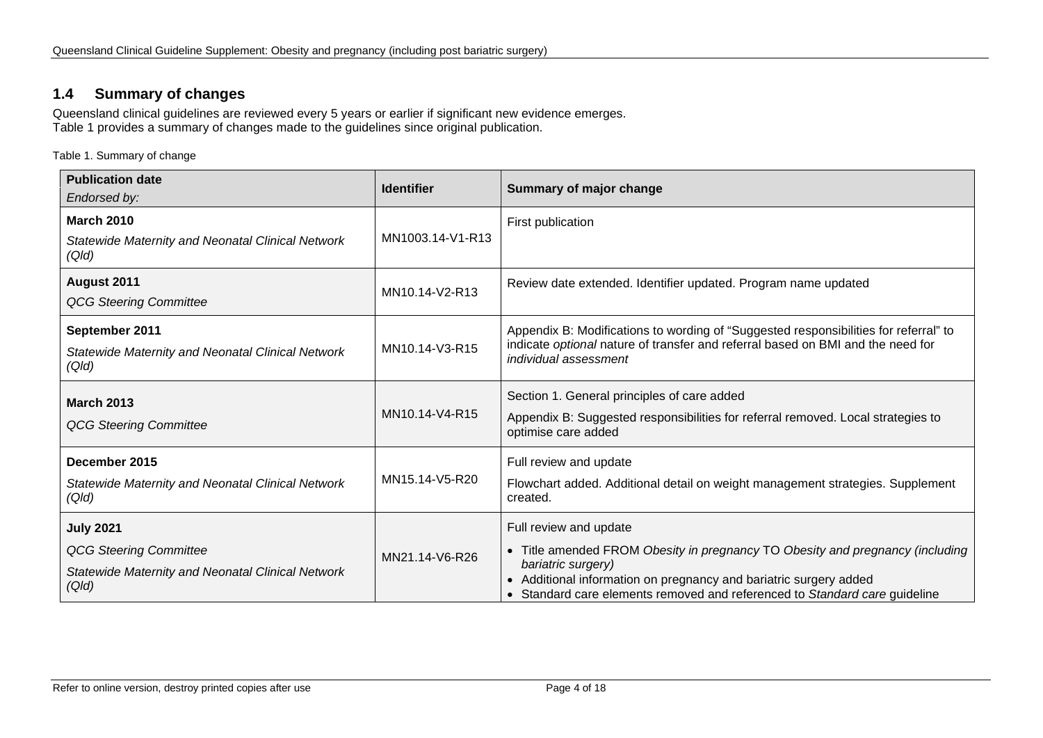## 1.4 Summary of changes

Queensland clinical guidelines are reviewed every 5 years or earlier if significant new evidence emerges.
Table 1 provides a summary of changes made to the guidelines since original publication.

Table 1. Summary of change

| **Publication date**<br>*Endorsed by:* | **Identifier** | **Summary of major change** |
|---|---|---|
| **March 2010**<br>*Statewide Maternity and Neonatal Clinical Network (Qld)* | MN1003.14-V1-R13 | First publication |
| **August 2011**<br>*QCG Steering Committee* | MN10.14-V2-R13 | Review date extended. Identifier updated. Program name updated |
| **September 2011**<br>*Statewide Maternity and Neonatal Clinical Network (Qld)* | MN10.14-V3-R15 | Appendix B: Modifications to wording of "Suggested responsibilities for referral" to indicate *optional* nature of transfer and referral based on BMI and the need for *individual assessment* |
| **March 2013**<br>*QCG Steering Committee* | MN10.14-V4-R15 | Section 1. General principles of care added<br>Appendix B: Suggested responsibilities for referral removed. Local strategies to optimise care added |
| **December 2015**<br>*Statewide Maternity and Neonatal Clinical Network (Qld)* | MN15.14-V5-R20 | Full review and update<br>Flowchart added. Additional detail on weight management strategies. Supplement created. |
| **July 2021**<br>*QCG Steering Committee*<br>*Statewide Maternity and Neonatal Clinical Network (Qld)* | MN21.14-V6-R26 | Full review and update<br>• Title amended FROM *Obesity in pregnancy* TO *Obesity and pregnancy (including bariatric surgery)*<br>• Additional information on pregnancy and bariatric surgery added<br>• Standard care elements removed and referenced to *Standard care* guideline |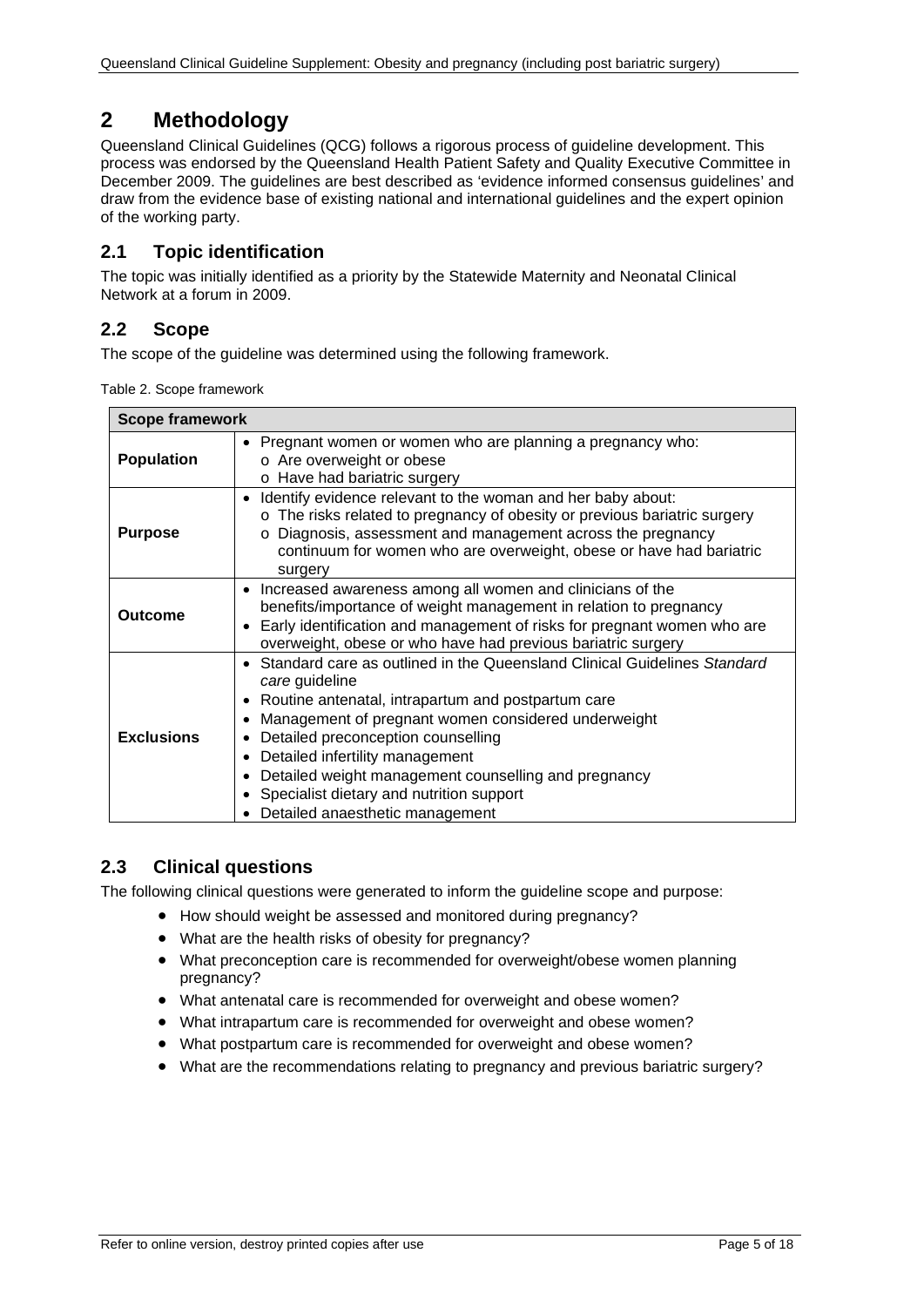# 2 Methodology

Queensland Clinical Guidelines (QCG) follows a rigorous process of guideline development. This process was endorsed by the Queensland Health Patient Safety and Quality Executive Committee in December 2009. The guidelines are best described as 'evidence informed consensus guidelines' and draw from the evidence base of existing national and international guidelines and the expert opinion of the working party.

## 2.1 Topic identification

The topic was initially identified as a priority by the Statewide Maternity and Neonatal Clinical Network at a forum in 2009.

## 2.2 Scope

The scope of the guideline was determined using the following framework.

Table 2. Scope framework

| Scope framework | |
|---|---|
| **Population** | • Pregnant women or women who are planning a pregnancy who:<br>o Are overweight or obese<br>o Have had bariatric surgery |
| **Purpose** | • Identify evidence relevant to the woman and her baby about:<br>o The risks related to pregnancy of obesity or previous bariatric surgery<br>o Diagnosis, assessment and management across the pregnancy continuum for women who are overweight, obese or have had bariatric surgery |
| **Outcome** | • Increased awareness among all women and clinicians of the benefits/importance of weight management in relation to pregnancy<br>• Early identification and management of risks for pregnant women who are overweight, obese or who have had previous bariatric surgery |
| **Exclusions** | • Standard care as outlined in the Queensland Clinical Guidelines *Standard care* guideline<br>• Routine antenatal, intrapartum and postpartum care<br>• Management of pregnant women considered underweight<br>• Detailed preconception counselling<br>• Detailed infertility management<br>• Detailed weight management counselling and pregnancy<br>• Specialist dietary and nutrition support<br>• Detailed anaesthetic management |

## 2.3 Clinical questions

The following clinical questions were generated to inform the guideline scope and purpose:

- How should weight be assessed and monitored during pregnancy?
- What are the health risks of obesity for pregnancy?
- What preconception care is recommended for overweight/obese women planning pregnancy?
- What antenatal care is recommended for overweight and obese women?
- What intrapartum care is recommended for overweight and obese women?
- What postpartum care is recommended for overweight and obese women?
- What are the recommendations relating to pregnancy and previous bariatric surgery?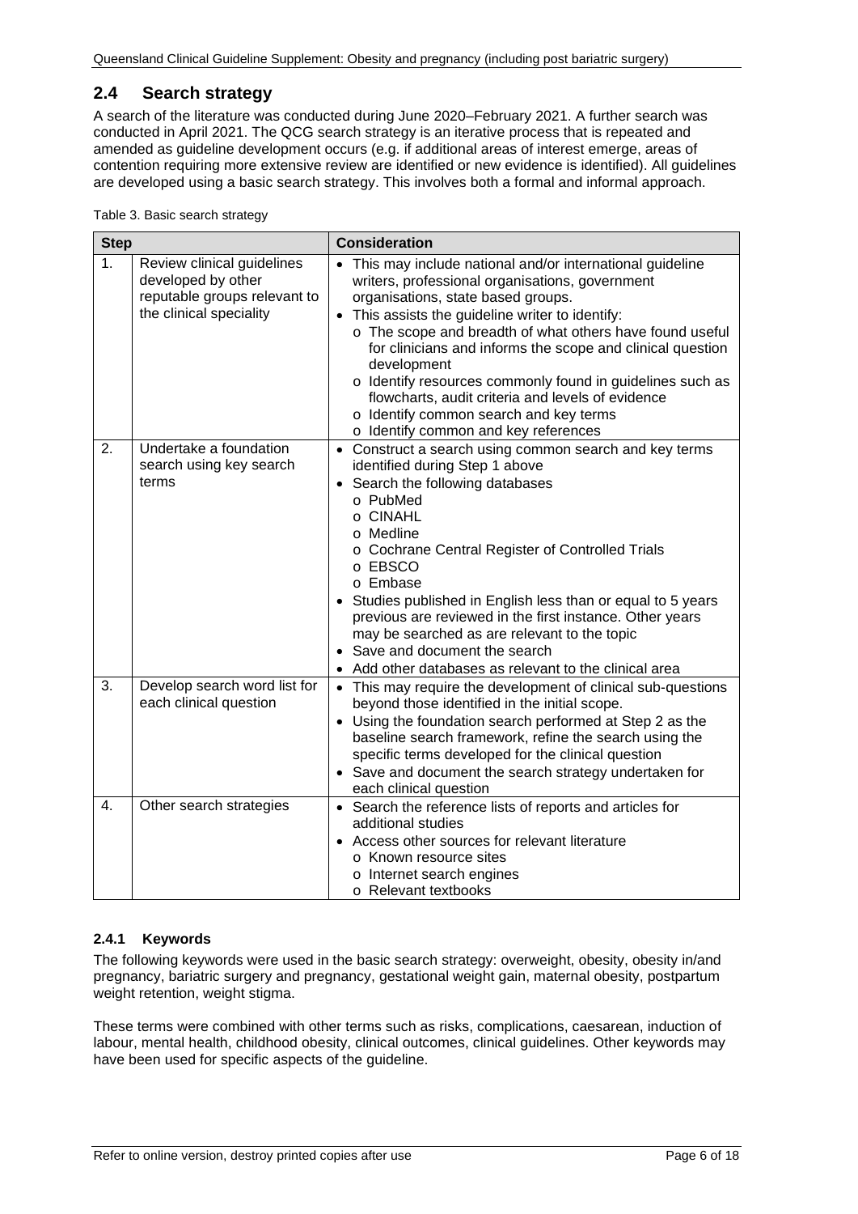## 2.4 Search strategy

A search of the literature was conducted during June 2020–February 2021. A further search was conducted in April 2021. The QCG search strategy is an iterative process that is repeated and amended as guideline development occurs (e.g. if additional areas of interest emerge, areas of contention requiring more extensive review are identified or new evidence is identified). All guidelines are developed using a basic search strategy. This involves both a formal and informal approach.

Table 3. Basic search strategy

| Step | | Consideration |
|---|---|---|
| 1. | Review clinical guidelines developed by other reputable groups relevant to the clinical speciality | • This may include national and/or international guideline writers, professional organisations, government organisations, state based groups.<br>• This assists the guideline writer to identify:<br>o The scope and breadth of what others have found useful for clinicians and informs the scope and clinical question development<br>o Identify resources commonly found in guidelines such as flowcharts, audit criteria and levels of evidence<br>o Identify common search and key terms<br>o Identify common and key references |
| 2. | Undertake a foundation search using key search terms | • Construct a search using common search and key terms identified during Step 1 above<br>• Search the following databases<br>o PubMed<br>o CINAHL<br>o Medline<br>o Cochrane Central Register of Controlled Trials<br>o EBSCO<br>o Embase<br>• Studies published in English less than or equal to 5 years previous are reviewed in the first instance. Other years may be searched as are relevant to the topic<br>• Save and document the search<br>• Add other databases as relevant to the clinical area |
| 3. | Develop search word list for each clinical question | • This may require the development of clinical sub-questions beyond those identified in the initial scope.<br>• Using the foundation search performed at Step 2 as the baseline search framework, refine the search using the specific terms developed for the clinical question<br>• Save and document the search strategy undertaken for each clinical question |
| 4. | Other search strategies | • Search the reference lists of reports and articles for additional studies<br>• Access other sources for relevant literature<br>o Known resource sites<br>o Internet search engines<br>o Relevant textbooks |

### 2.4.1 Keywords

The following keywords were used in the basic search strategy: overweight, obesity, obesity in/and pregnancy, bariatric surgery and pregnancy, gestational weight gain, maternal obesity, postpartum weight retention, weight stigma.

These terms were combined with other terms such as risks, complications, caesarean, induction of labour, mental health, childhood obesity, clinical outcomes, clinical guidelines. Other keywords may have been used for specific aspects of the guideline.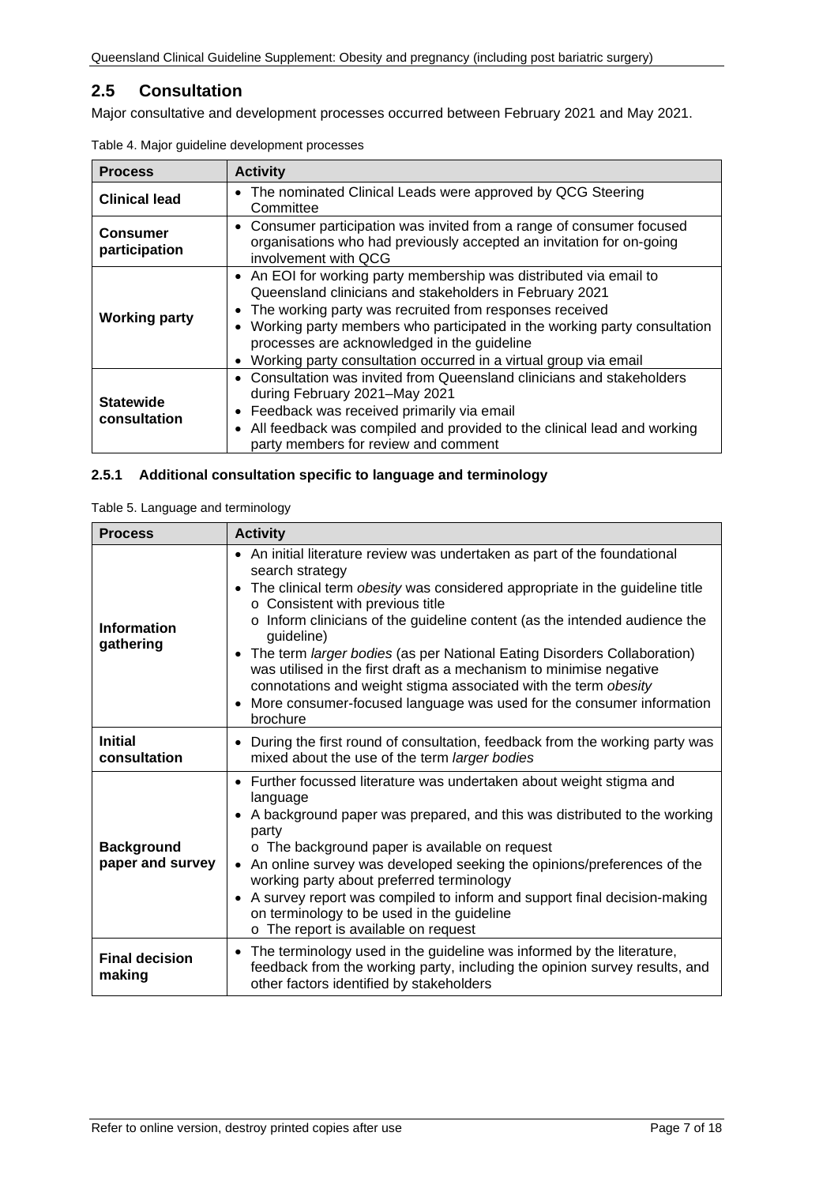## 2.5 Consultation

Major consultative and development processes occurred between February 2021 and May 2021.

Table 4. Major guideline development processes

| Process | Activity |
|---|---|
| **Clinical lead** | • The nominated Clinical Leads were approved by QCG Steering Committee |
| **Consumer participation** | • Consumer participation was invited from a range of consumer focused organisations who had previously accepted an invitation for on-going involvement with QCG |
| **Working party** | • An EOI for working party membership was distributed via email to Queensland clinicians and stakeholders in February 2021<br>• The working party was recruited from responses received<br>• Working party members who participated in the working party consultation processes are acknowledged in the guideline<br>• Working party consultation occurred in a virtual group via email |
| **Statewide consultation** | • Consultation was invited from Queensland clinicians and stakeholders during February 2021–May 2021<br>• Feedback was received primarily via email<br>• All feedback was compiled and provided to the clinical lead and working party members for review and comment |

### 2.5.1 Additional consultation specific to language and terminology

Table 5. Language and terminology

| Process | Activity |
|---|---|
| **Information gathering** | • An initial literature review was undertaken as part of the foundational search strategy<br>• The clinical term *obesity* was considered appropriate in the guideline title<br>  o Consistent with previous title<br>  o Inform clinicians of the guideline content (as the intended audience the guideline)<br>• The term *larger bodies* (as per National Eating Disorders Collaboration) was utilised in the first draft as a mechanism to minimise negative connotations and weight stigma associated with the term *obesity*<br>• More consumer-focused language was used for the consumer information brochure |
| **Initial consultation** | • During the first round of consultation, feedback from the working party was mixed about the use of the term *larger bodies* |
| **Background paper and survey** | • Further focussed literature was undertaken about weight stigma and language<br>• A background paper was prepared, and this was distributed to the working party<br>  o The background paper is available on request<br>• An online survey was developed seeking the opinions/preferences of the working party about preferred terminology<br>• A survey report was compiled to inform and support final decision-making on terminology to be used in the guideline<br>  o The report is available on request |
| **Final decision making** | • The terminology used in the guideline was informed by the literature, feedback from the working party, including the opinion survey results, and other factors identified by stakeholders |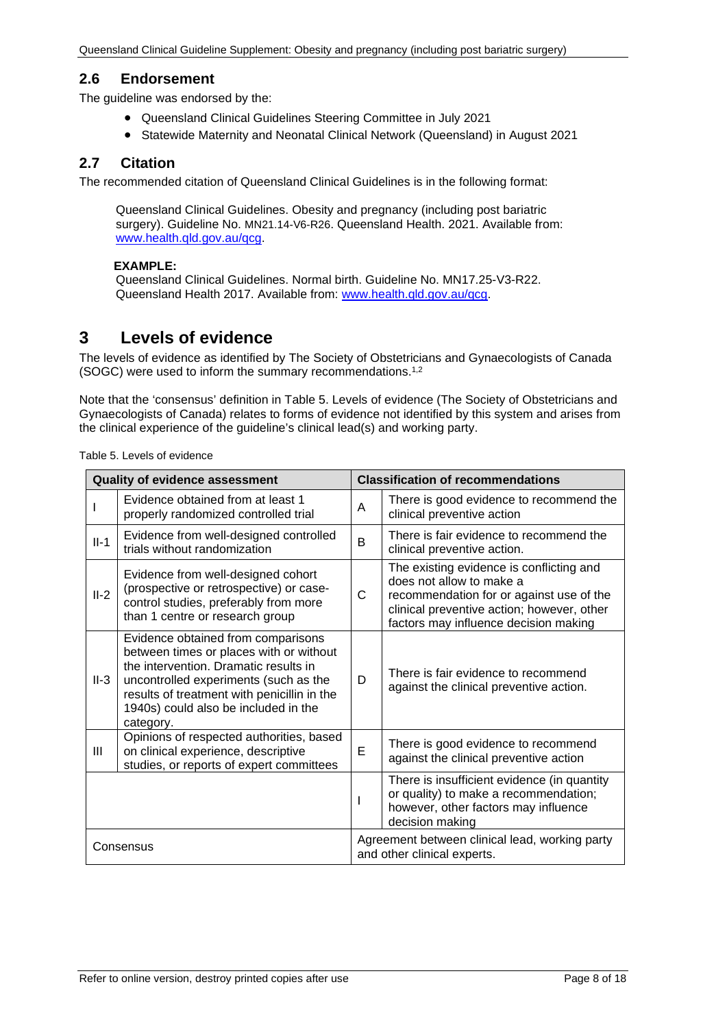## 2.6 Endorsement

The guideline was endorsed by the:

- Queensland Clinical Guidelines Steering Committee in July 2021
- Statewide Maternity and Neonatal Clinical Network (Queensland) in August 2021

## 2.7 Citation

The recommended citation of Queensland Clinical Guidelines is in the following format:

> Queensland Clinical Guidelines. Obesity and pregnancy (including post bariatric surgery). Guideline No. MN21.14-V6-R26. Queensland Health. 2021. Available from: [www.health.qld.gov.au/qcg](www.health.qld.gov.au/qcg).
>
> **EXAMPLE:**
> Queensland Clinical Guidelines. Normal birth. Guideline No. MN17.25-V3-R22. Queensland Health 2017. Available from: [www.health.qld.gov.au/qcg](www.health.qld.gov.au/qcg).

# 3 Levels of evidence

The levels of evidence as identified by The Society of Obstetricians and Gynaecologists of Canada (SOGC) were used to inform the summary recommendations.[1,2]

Note that the 'consensus' definition in Table 5. Levels of evidence (The Society of Obstetricians and Gynaecologists of Canada) relates to forms of evidence not identified by this system and arises from the clinical experience of the guideline's clinical lead(s) and working party.

Table 5. Levels of evidence

| Quality of evidence assessment | | Classification of recommendations | |
|---|---|---|---|
| I | Evidence obtained from at least 1 properly randomized controlled trial | A | There is good evidence to recommend the clinical preventive action |
| II-1 | Evidence from well-designed controlled trials without randomization | B | There is fair evidence to recommend the clinical preventive action. |
| II-2 | Evidence from well-designed cohort (prospective or retrospective) or case-control studies, preferably from more than 1 centre or research group | C | The existing evidence is conflicting and does not allow to make a recommendation for or against use of the clinical preventive action; however, other factors may influence decision making |
| II-3 | Evidence obtained from comparisons between times or places with or without the intervention. Dramatic results in uncontrolled experiments (such as the results of treatment with penicillin in the 1940s) could also be included in the category. | D | There is fair evidence to recommend against the clinical preventive action. |
| III | Opinions of respected authorities, based on clinical experience, descriptive studies, or reports of expert committees | E | There is good evidence to recommend against the clinical preventive action |
| | | I | There is insufficient evidence (in quantity or quality) to make a recommendation; however, other factors may influence decision making |
| Consensus | | Agreement between clinical lead, working party and other clinical experts. | |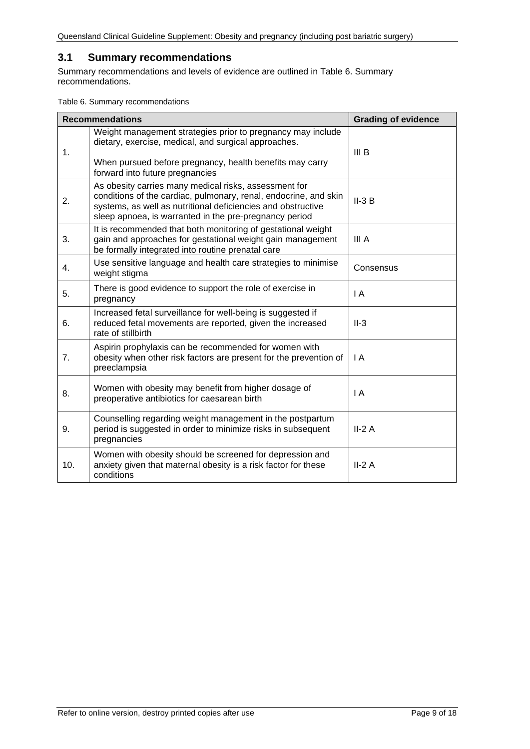## 3.1 Summary recommendations

Summary recommendations and levels of evidence are outlined in Table 6. Summary recommendations.

Table 6. Summary recommendations

| Recommendations | | Grading of evidence |
|---|---|---|
| 1. | Weight management strategies prior to pregnancy may include dietary, exercise, medical, and surgical approaches.<br><br>When pursued before pregnancy, health benefits may carry forward into future pregnancies | III B |
| 2. | As obesity carries many medical risks, assessment for conditions of the cardiac, pulmonary, renal, endocrine, and skin systems, as well as nutritional deficiencies and obstructive sleep apnoea, is warranted in the pre-pregnancy period | II-3 B |
| 3. | It is recommended that both monitoring of gestational weight gain and approaches for gestational weight gain management be formally integrated into routine prenatal care | III A |
| 4. | Use sensitive language and health care strategies to minimise weight stigma | Consensus |
| 5. | There is good evidence to support the role of exercise in pregnancy | I A |
| 6. | Increased fetal surveillance for well-being is suggested if reduced fetal movements are reported, given the increased rate of stillbirth | II-3 |
| 7. | Aspirin prophylaxis can be recommended for women with obesity when other risk factors are present for the prevention of preeclampsia | I A |
| 8. | Women with obesity may benefit from higher dosage of preoperative antibiotics for caesarean birth | I A |
| 9. | Counselling regarding weight management in the postpartum period is suggested in order to minimize risks in subsequent pregnancies | II-2 A |
| 10. | Women with obesity should be screened for depression and anxiety given that maternal obesity is a risk factor for these conditions | II-2 A |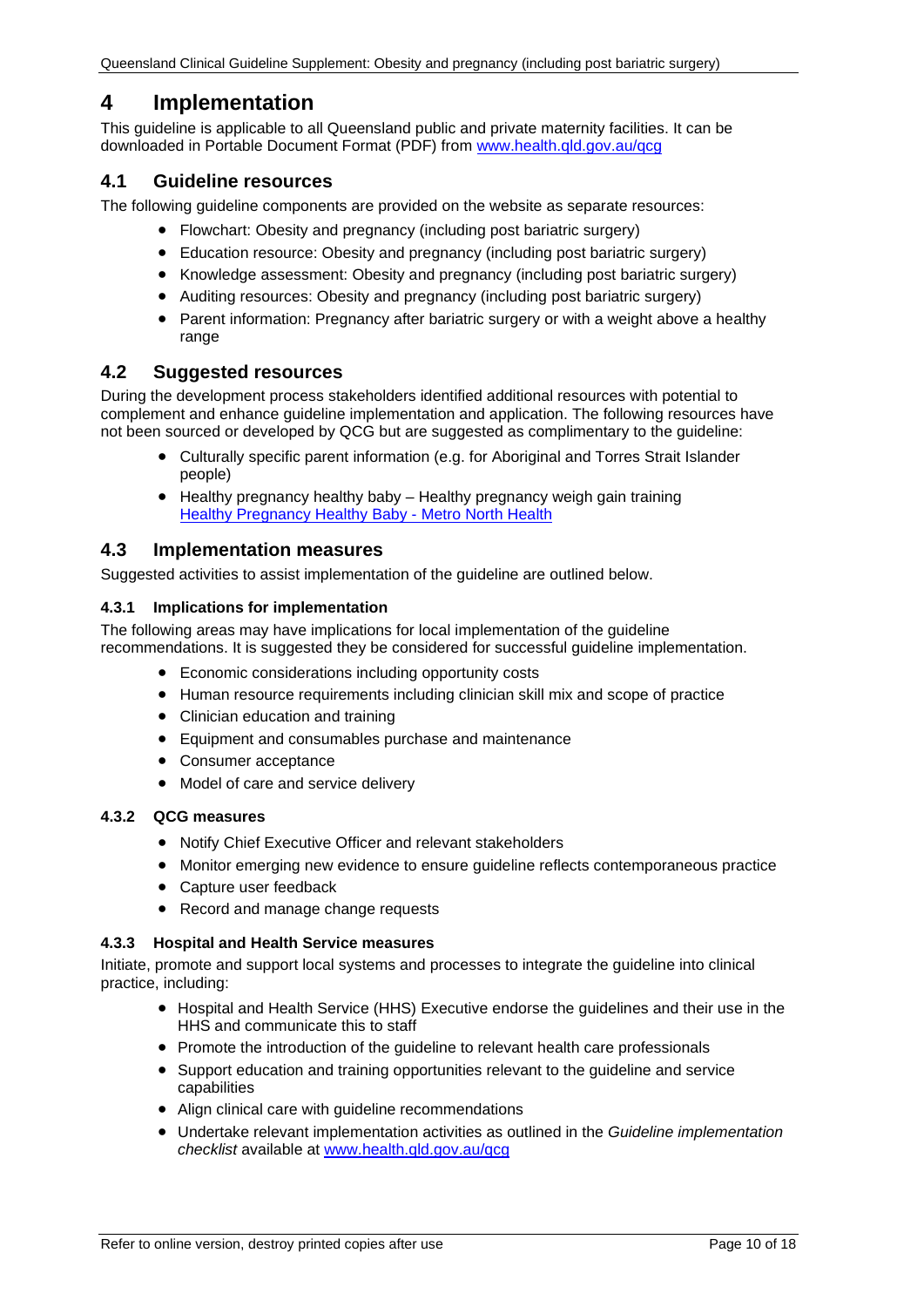# 4 Implementation

This guideline is applicable to all Queensland public and private maternity facilities. It can be downloaded in Portable Document Format (PDF) from [www.health.qld.gov.au/qcg](www.health.qld.gov.au/qcg)

## 4.1 Guideline resources

The following guideline components are provided on the website as separate resources:

- Flowchart: Obesity and pregnancy (including post bariatric surgery)
- Education resource: Obesity and pregnancy (including post bariatric surgery)
- Knowledge assessment: Obesity and pregnancy (including post bariatric surgery)
- Auditing resources: Obesity and pregnancy (including post bariatric surgery)
- Parent information: Pregnancy after bariatric surgery or with a weight above a healthy range

## 4.2 Suggested resources

During the development process stakeholders identified additional resources with potential to complement and enhance guideline implementation and application. The following resources have not been sourced or developed by QCG but are suggested as complimentary to the guideline:

- Culturally specific parent information (e.g. for Aboriginal and Torres Strait Islander people)
- Healthy pregnancy healthy baby – Healthy pregnancy weigh gain training
  Healthy Pregnancy Healthy Baby - Metro North Health

## 4.3 Implementation measures

Suggested activities to assist implementation of the guideline are outlined below.

### 4.3.1 Implications for implementation

The following areas may have implications for local implementation of the guideline recommendations. It is suggested they be considered for successful guideline implementation.

- Economic considerations including opportunity costs
- Human resource requirements including clinician skill mix and scope of practice
- Clinician education and training
- Equipment and consumables purchase and maintenance
- Consumer acceptance
- Model of care and service delivery

### 4.3.2 QCG measures

- Notify Chief Executive Officer and relevant stakeholders
- Monitor emerging new evidence to ensure guideline reflects contemporaneous practice
- Capture user feedback
- Record and manage change requests

### 4.3.3 Hospital and Health Service measures

Initiate, promote and support local systems and processes to integrate the guideline into clinical practice, including:

- Hospital and Health Service (HHS) Executive endorse the guidelines and their use in the HHS and communicate this to staff
- Promote the introduction of the guideline to relevant health care professionals
- Support education and training opportunities relevant to the guideline and service capabilities
- Align clinical care with guideline recommendations
- Undertake relevant implementation activities as outlined in the *Guideline implementation checklist* available at [www.health.qld.gov.au/qcg](www.health.qld.gov.au/qcg)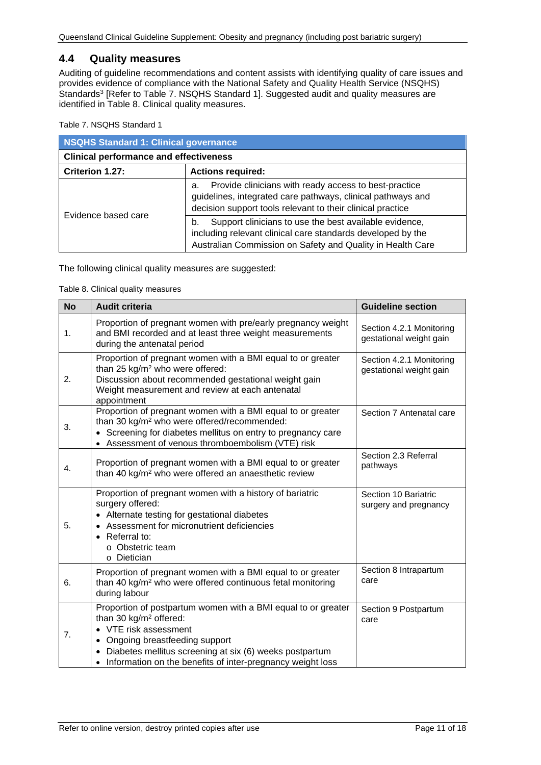## 4.4 Quality measures

Auditing of guideline recommendations and content assists with identifying quality of care issues and provides evidence of compliance with the National Safety and Quality Health Service (NSQHS) Standards[3] [Refer to Table 7. NSQHS Standard 1]. Suggested audit and quality measures are identified in Table 8. Clinical quality measures.

Table 7. NSQHS Standard 1

| NSQHS Standard 1: Clinical governance | |
|---|---|
| **Clinical performance and effectiveness** | |
| **Criterion 1.27:** | **Actions required:** |
| Evidence based care | a. Provide clinicians with ready access to best-practice guidelines, integrated care pathways, clinical pathways and decision support tools relevant to their clinical practice |
| | b. Support clinicians to use the best available evidence, including relevant clinical care standards developed by the Australian Commission on Safety and Quality in Health Care |

The following clinical quality measures are suggested:

Table 8. Clinical quality measures

| No | Audit criteria | Guideline section |
|---|---|---|
| 1. | Proportion of pregnant women with pre/early pregnancy weight and BMI recorded and at least three weight measurements during the antenatal period | Section 4.2.1 Monitoring gestational weight gain |
| 2. | Proportion of pregnant women with a BMI equal to or greater than 25 kg/m$^2$ who were offered:<br>Discussion about recommended gestational weight gain<br>Weight measurement and review at each antenatal appointment | Section 4.2.1 Monitoring gestational weight gain |
| 3. | Proportion of pregnant women with a BMI equal to or greater than 30 kg/m$^2$ who were offered/recommended:<br>• Screening for diabetes mellitus on entry to pregnancy care<br>• Assessment of venous thromboembolism (VTE) risk | Section 7 Antenatal care |
| 4. | Proportion of pregnant women with a BMI equal to or greater than 40 kg/m$^2$ who were offered an anaesthetic review | Section 2.3 Referral pathways |
| 5. | Proportion of pregnant women with a history of bariatric surgery offered:<br>• Alternate testing for gestational diabetes<br>• Assessment for micronutrient deficiencies<br>• Referral to:<br>&nbsp;&nbsp;o Obstetric team<br>&nbsp;&nbsp;o Dietician | Section 10 Bariatric surgery and pregnancy |
| 6. | Proportion of pregnant women with a BMI equal to or greater than 40 kg/m$^2$ who were offered continuous fetal monitoring during labour | Section 8 Intrapartum care |
| 7. | Proportion of postpartum women with a BMI equal to or greater than 30 kg/m$^2$ offered:<br>• VTE risk assessment<br>• Ongoing breastfeeding support<br>• Diabetes mellitus screening at six (6) weeks postpartum<br>• Information on the benefits of inter-pregnancy weight loss | Section 9 Postpartum care |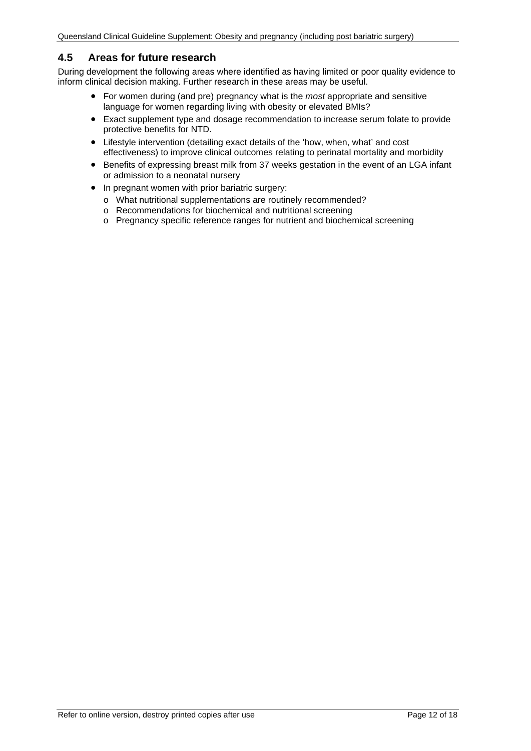## 4.5 Areas for future research

During development the following areas where identified as having limited or poor quality evidence to inform clinical decision making. Further research in these areas may be useful.

- For women during (and pre) pregnancy what is the *most* appropriate and sensitive language for women regarding living with obesity or elevated BMIs?
- Exact supplement type and dosage recommendation to increase serum folate to provide protective benefits for NTD.
- Lifestyle intervention (detailing exact details of the 'how, when, what' and cost effectiveness) to improve clinical outcomes relating to perinatal mortality and morbidity
- Benefits of expressing breast milk from 37 weeks gestation in the event of an LGA infant or admission to a neonatal nursery
- In pregnant women with prior bariatric surgery:
    - What nutritional supplementations are routinely recommended?
    - Recommendations for biochemical and nutritional screening
    - Pregnancy specific reference ranges for nutrient and biochemical screening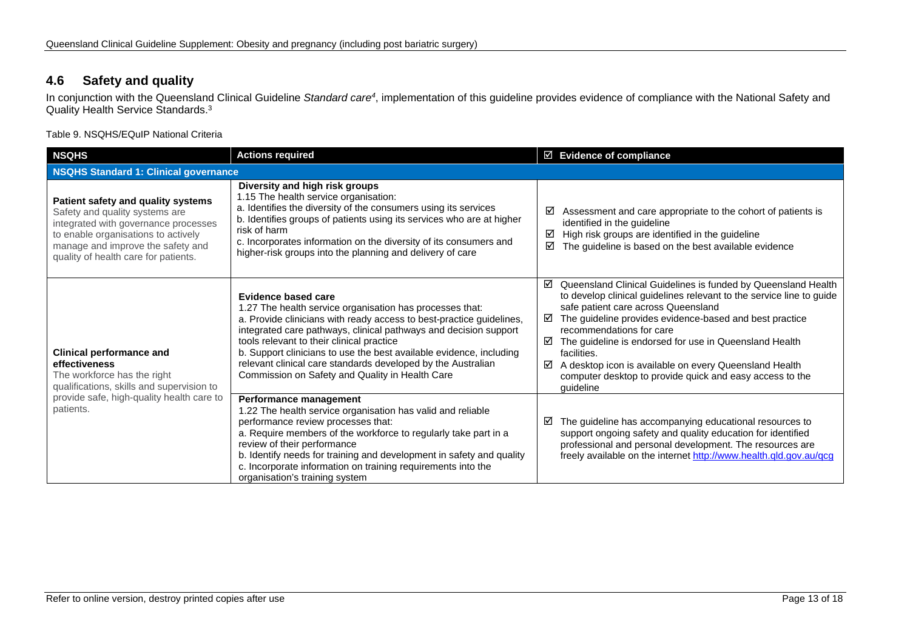## 4.6 Safety and quality

In conjunction with the Queensland Clinical Guideline *Standard care*[4], implementation of this guideline provides evidence of compliance with the National Safety and Quality Health Service Standards.[3]

Table 9. NSQHS/EQuIP National Criteria

| NSQHS | Actions required | ☑ Evidence of compliance |
|---|---|---|
| **NSQHS Standard 1: Clinical governance** | | |
| **Patient safety and quality systems** Safety and quality systems are integrated with governance processes to enable organisations to actively manage and improve the safety and quality of health care for patients. | **Diversity and high risk groups** 1.15 The health service organisation: a. Identifies the diversity of the consumers using its services b. Identifies groups of patients using its services who are at higher risk of harm c. Incorporates information on the diversity of its consumers and higher-risk groups into the planning and delivery of care | ☑ Assessment and care appropriate to the cohort of patients is identified in the guideline ☑ High risk groups are identified in the guideline ☑ The guideline is based on the best available evidence |
| **Clinical performance and effectiveness** The workforce has the right qualifications, skills and supervision to provide safe, high-quality health care to patients. | **Evidence based care** 1.27 The health service organisation has processes that: a. Provide clinicians with ready access to best-practice guidelines, integrated care pathways, clinical pathways and decision support tools relevant to their clinical practice b. Support clinicians to use the best available evidence, including relevant clinical care standards developed by the Australian Commission on Safety and Quality in Health Care | ☑ Queensland Clinical Guidelines is funded by Queensland Health to develop clinical guidelines relevant to the service line to guide safe patient care across Queensland ☑ The guideline provides evidence-based and best practice recommendations for care ☑ The guideline is endorsed for use in Queensland Health facilities. ☑ A desktop icon is available on every Queensland Health computer desktop to provide quick and easy access to the guideline |
| | **Performance management** 1.22 The health service organisation has valid and reliable performance review processes that: a. Require members of the workforce to regularly take part in a review of their performance b. Identify needs for training and development in safety and quality c. Incorporate information on training requirements into the organisation's training system | ☑ The guideline has accompanying educational resources to support ongoing safety and quality education for identified professional and personal development. The resources are freely available on the internet [http://www.health.qld.gov.au/qcg](http://www.health.qld.gov.au/qcg) |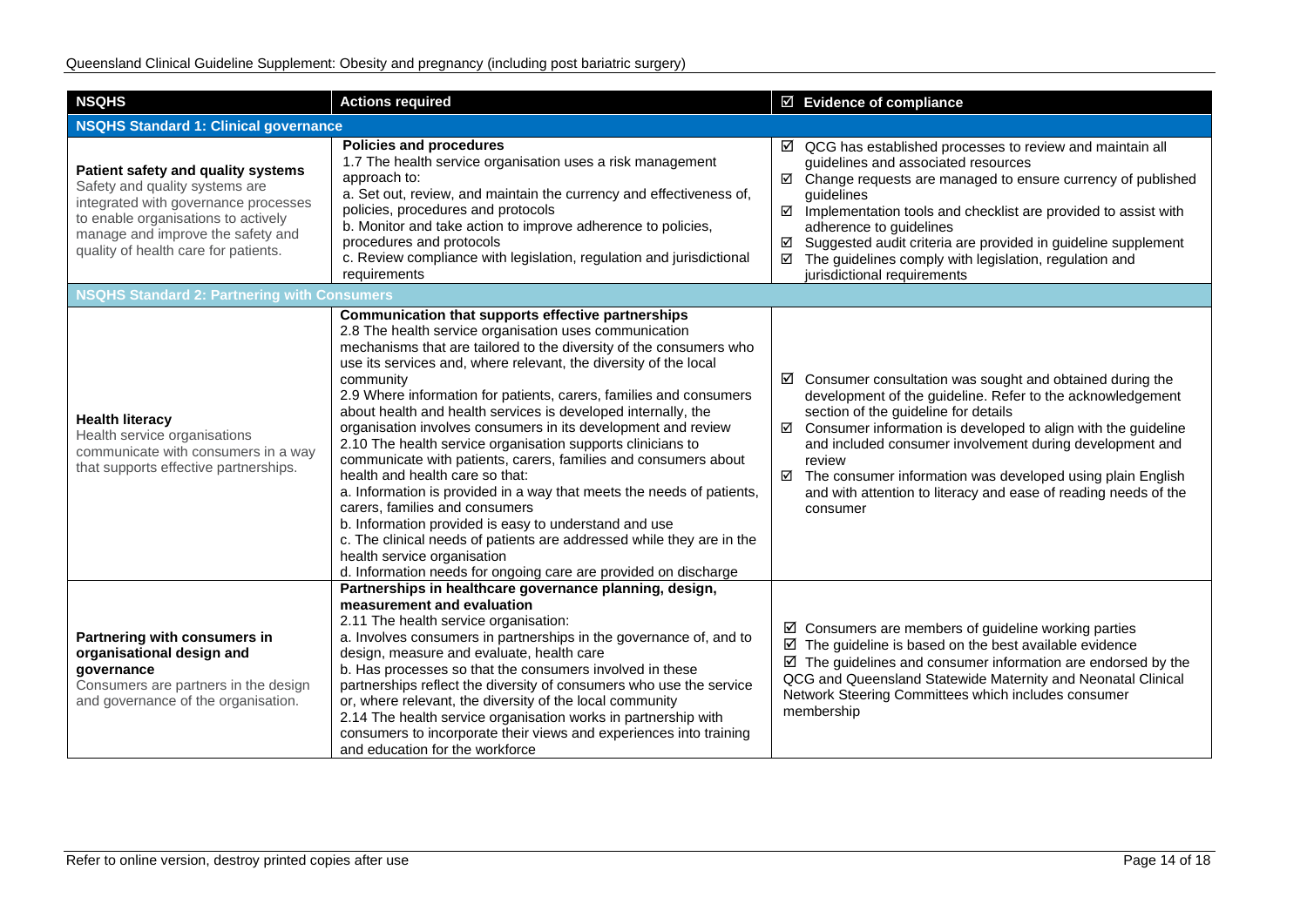| NSQHS | Actions required | ☑ Evidence of compliance |
|---|---|---|
| **NSQHS Standard 1: Clinical governance** | | |
| **Patient safety and quality systems**<br>Safety and quality systems are integrated with governance processes to enable organisations to actively manage and improve the safety and quality of health care for patients. | **Policies and procedures**<br>1.7 The health service organisation uses a risk management approach to:<br>a. Set out, review, and maintain the currency and effectiveness of, policies, procedures and protocols<br>b. Monitor and take action to improve adherence to policies, procedures and protocols<br>c. Review compliance with legislation, regulation and jurisdictional requirements | ☑ QCG has established processes to review and maintain all guidelines and associated resources<br>☑ Change requests are managed to ensure currency of published guidelines<br>☑ Implementation tools and checklist are provided to assist with adherence to guidelines<br>☑ Suggested audit criteria are provided in guideline supplement<br>☑ The guidelines comply with legislation, regulation and jurisdictional requirements |
| **NSQHS Standard 2: Partnering with Consumers** | | |
| **Health literacy**<br>Health service organisations communicate with consumers in a way that supports effective partnerships. | **Communication that supports effective partnerships**<br>2.8 The health service organisation uses communication mechanisms that are tailored to the diversity of the consumers who use its services and, where relevant, the diversity of the local community<br>2.9 Where information for patients, carers, families and consumers about health and health services is developed internally, the organisation involves consumers in its development and review<br>2.10 The health service organisation supports clinicians to communicate with patients, carers, families and consumers about health and health care so that:<br>a. Information is provided in a way that meets the needs of patients, carers, families and consumers<br>b. Information provided is easy to understand and use<br>c. The clinical needs of patients are addressed while they are in the health service organisation<br>d. Information needs for ongoing care are provided on discharge | ☑ Consumer consultation was sought and obtained during the development of the guideline. Refer to the acknowledgement section of the guideline for details<br>☑ Consumer information is developed to align with the guideline and included consumer involvement during development and review<br>☑ The consumer information was developed using plain English and with attention to literacy and ease of reading needs of the consumer |
| **Partnering with consumers in organisational design and governance**<br>Consumers are partners in the design and governance of the organisation. | **Partnerships in healthcare governance planning, design, measurement and evaluation**<br>2.11 The health service organisation:<br>a. Involves consumers in partnerships in the governance of, and to design, measure and evaluate, health care<br>b. Has processes so that the consumers involved in these partnerships reflect the diversity of consumers who use the service or, where relevant, the diversity of the local community<br>2.14 The health service organisation works in partnership with consumers to incorporate their views and experiences into training and education for the workforce | ☑ Consumers are members of guideline working parties<br>☑ The guideline is based on the best available evidence<br>☑ The guidelines and consumer information are endorsed by the QCG and Queensland Statewide Maternity and Neonatal Clinical Network Steering Committees which includes consumer membership |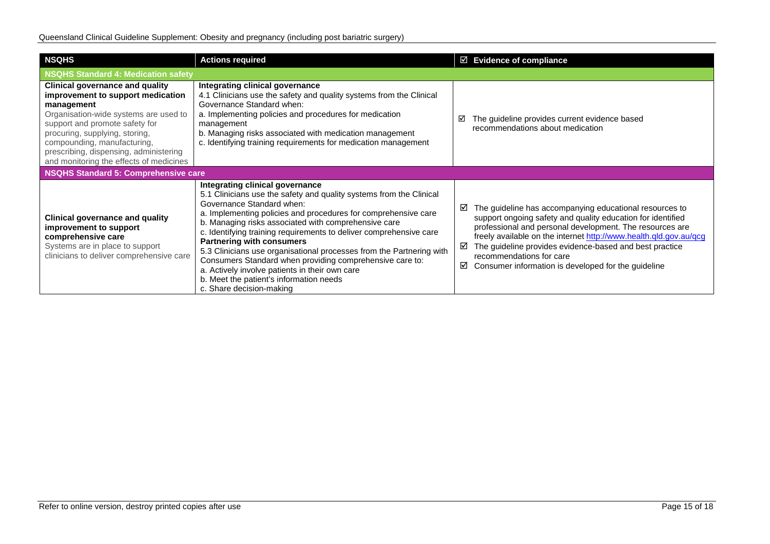| NSQHS | Actions required | ☑ Evidence of compliance |
| --- | --- | --- |
| **NSQHS Standard 4: Medication safety** | | |
| **Clinical governance and quality improvement to support medication management**<br>Organisation-wide systems are used to support and promote safety for procuring, supplying, storing, compounding, manufacturing, prescribing, dispensing, administering and monitoring the effects of medicines | **Integrating clinical governance**<br>4.1 Clinicians use the safety and quality systems from the Clinical Governance Standard when:<br>a. Implementing policies and procedures for medication management<br>b. Managing risks associated with medication management<br>c. Identifying training requirements for medication management | ☑ The guideline provides current evidence based recommendations about medication |
| **NSQHS Standard 5: Comprehensive care** | | |
| **Clinical governance and quality improvement to support comprehensive care**<br>Systems are in place to support clinicians to deliver comprehensive care | **Integrating clinical governance**<br>5.1 Clinicians use the safety and quality systems from the Clinical Governance Standard when:<br>a. Implementing policies and procedures for comprehensive care<br>b. Managing risks associated with comprehensive care<br>c. Identifying training requirements to deliver comprehensive care<br>**Partnering with consumers**<br>5.3 Clinicians use organisational processes from the Partnering with Consumers Standard when providing comprehensive care to:<br>a. Actively involve patients in their own care<br>b. Meet the patient's information needs<br>c. Share decision-making | ☑ The guideline has accompanying educational resources to support ongoing safety and quality education for identified professional and personal development. The resources are freely available on the internet http://www.health.qld.gov.au/qcg<br>☑ The guideline provides evidence-based and best practice recommendations for care<br>☑ Consumer information is developed for the guideline |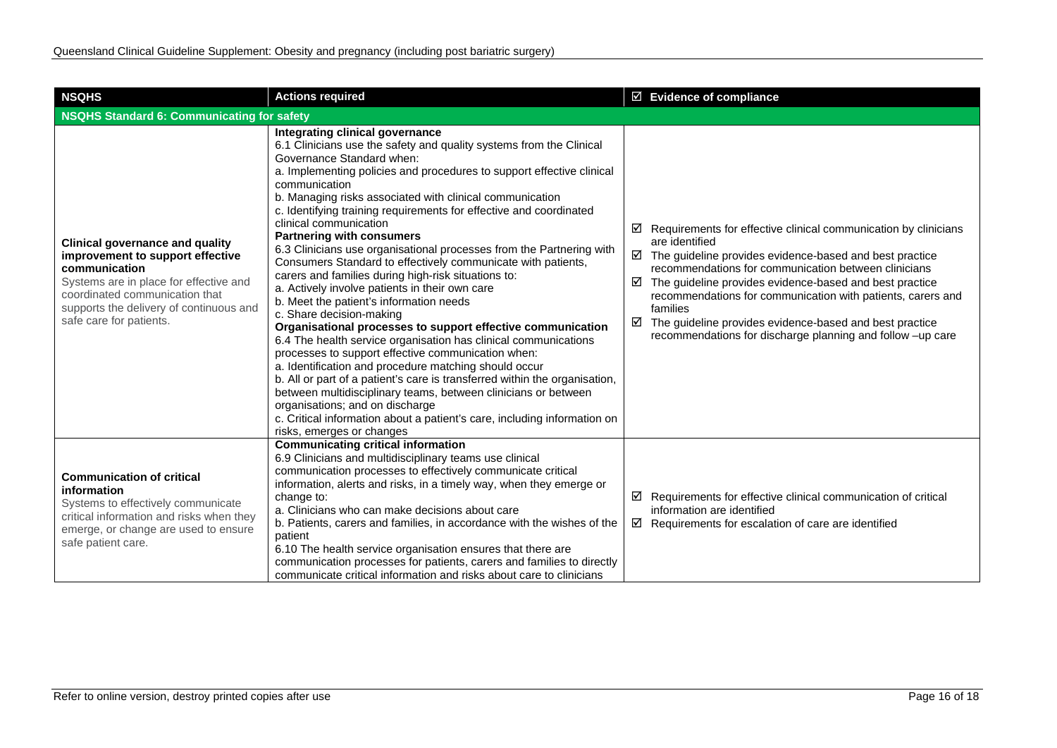| NSQHS | Actions required | ☑ Evidence of compliance |
| --- | --- | --- |
| **NSQHS Standard 6: Communicating for safety** | | |
| **Clinical governance and quality improvement to support effective communication**<br>Systems are in place for effective and coordinated communication that supports the delivery of continuous and safe care for patients. | **Integrating clinical governance**<br>6.1 Clinicians use the safety and quality systems from the Clinical Governance Standard when:<br>a. Implementing policies and procedures to support effective clinical communication<br>b. Managing risks associated with clinical communication<br>c. Identifying training requirements for effective and coordinated clinical communication<br>**Partnering with consumers**<br>6.3 Clinicians use organisational processes from the Partnering with Consumers Standard to effectively communicate with patients, carers and families during high-risk situations to:<br>a. Actively involve patients in their own care<br>b. Meet the patient's information needs<br>c. Share decision-making<br>**Organisational processes to support effective communication**<br>6.4 The health service organisation has clinical communications processes to support effective communication when:<br>a. Identification and procedure matching should occur<br>b. All or part of a patient's care is transferred within the organisation, between multidisciplinary teams, between clinicians or between organisations; and on discharge<br>c. Critical information about a patient's care, including information on risks, emerges or changes | ☑ Requirements for effective clinical communication by clinicians are identified<br>☑ The guideline provides evidence-based and best practice recommendations for communication between clinicians<br>☑ The guideline provides evidence-based and best practice recommendations for communication with patients, carers and families<br>☑ The guideline provides evidence-based and best practice recommendations for discharge planning and follow –up care |
| **Communication of critical information**<br>Systems to effectively communicate critical information and risks when they emerge, or change are used to ensure safe patient care. | **Communicating critical information**<br>6.9 Clinicians and multidisciplinary teams use clinical communication processes to effectively communicate critical information, alerts and risks, in a timely way, when they emerge or change to:<br>a. Clinicians who can make decisions about care<br>b. Patients, carers and families, in accordance with the wishes of the patient<br>6.10 The health service organisation ensures that there are communication processes for patients, carers and families to directly communicate critical information and risks about care to clinicians | ☑ Requirements for effective clinical communication of critical information are identified<br>☑ Requirements for escalation of care are identified |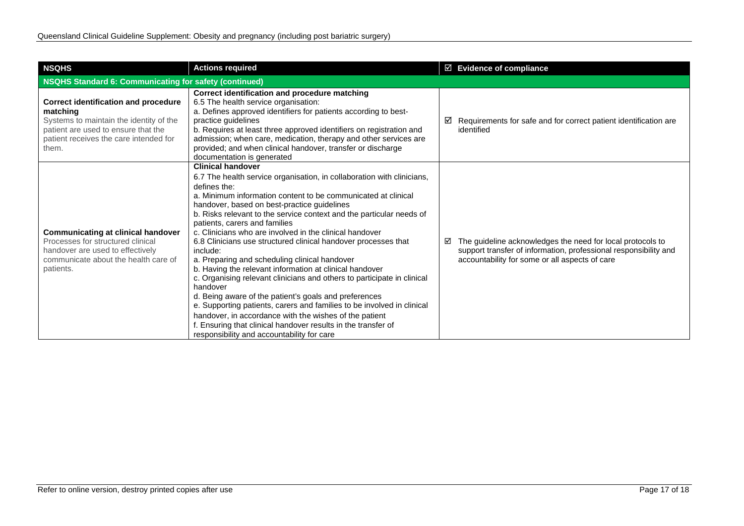| NSQHS | Actions required | ☑ Evidence of compliance |
|---|---|---|
| **NSQHS Standard 6: Communicating for safety (continued)** | | |
| **Correct identification and procedure matching**<br>Systems to maintain the identity of the patient are used to ensure that the patient receives the care intended for them. | **Correct identification and procedure matching**<br>6.5 The health service organisation:<br>a. Defines approved identifiers for patients according to best-practice guidelines<br>b. Requires at least three approved identifiers on registration and admission; when care, medication, therapy and other services are provided; and when clinical handover, transfer or discharge documentation is generated | ☑ Requirements for safe and for correct patient identification are identified |
| **Communicating at clinical handover**<br>Processes for structured clinical handover are used to effectively communicate about the health care of patients. | **Clinical handover**<br>6.7 The health service organisation, in collaboration with clinicians, defines the:<br>a. Minimum information content to be communicated at clinical handover, based on best-practice guidelines<br>b. Risks relevant to the service context and the particular needs of patients, carers and families<br>c. Clinicians who are involved in the clinical handover<br>6.8 Clinicians use structured clinical handover processes that include:<br>a. Preparing and scheduling clinical handover<br>b. Having the relevant information at clinical handover<br>c. Organising relevant clinicians and others to participate in clinical handover<br>d. Being aware of the patient's goals and preferences<br>e. Supporting patients, carers and families to be involved in clinical handover, in accordance with the wishes of the patient<br>f. Ensuring that clinical handover results in the transfer of responsibility and accountability for care | ☑ The guideline acknowledges the need for local protocols to support transfer of information, professional responsibility and accountability for some or all aspects of care |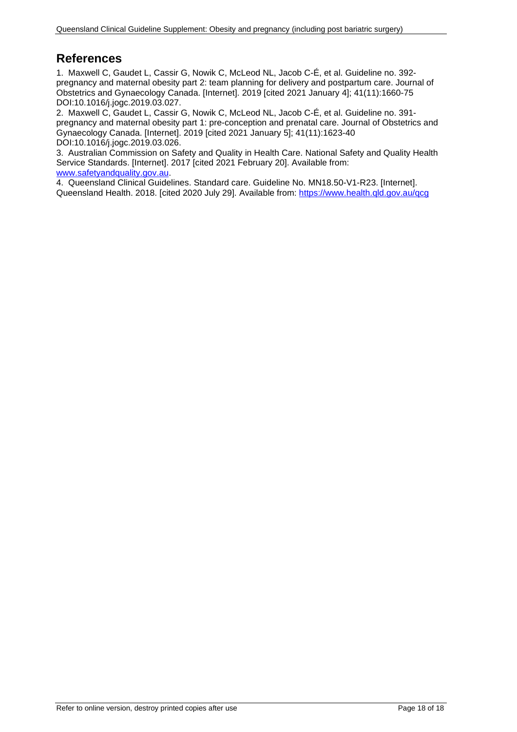## References

1. Maxwell C, Gaudet L, Cassir G, Nowik C, McLeod NL, Jacob C-É, et al. Guideline no. 392-pregnancy and maternal obesity part 2: team planning for delivery and postpartum care. Journal of Obstetrics and Gynaecology Canada. [Internet]. 2019 [cited 2021 January 4]; 41(11):1660-75 DOI:10.1016/j.jogc.2019.03.027.
2. Maxwell C, Gaudet L, Cassir G, Nowik C, McLeod NL, Jacob C-É, et al. Guideline no. 391-pregnancy and maternal obesity part 1: pre-conception and prenatal care. Journal of Obstetrics and Gynaecology Canada. [Internet]. 2019 [cited 2021 January 5]; 41(11):1623-40 DOI:10.1016/j.jogc.2019.03.026.
3. Australian Commission on Safety and Quality in Health Care. National Safety and Quality Health Service Standards. [Internet]. 2017 [cited 2021 February 20]. Available from: www.safetyandquality.gov.au.
4. Queensland Clinical Guidelines. Standard care. Guideline No. MN18.50-V1-R23. [Internet]. Queensland Health. 2018. [cited 2020 July 29]. Available from: https://www.health.qld.gov.au/qcg